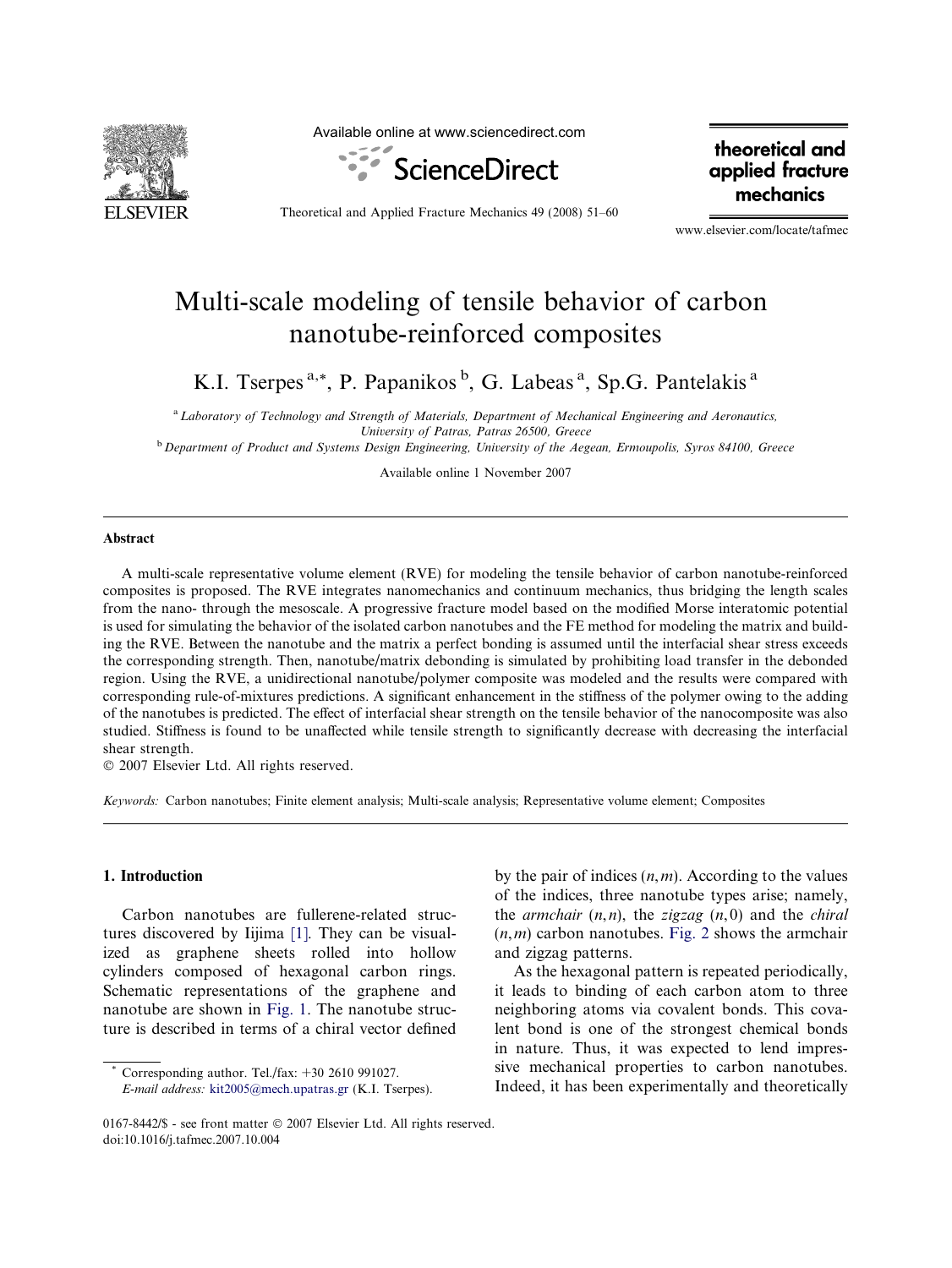# Multi-scale modeling of tensile behavior of carbon nanotube-reinforced composites

K.I. Tserpes [a,*], P. Papanikos [b], G. Labeas [a], Sp.G. Pantelakis [a]

[a] Laboratory of Technology and Strength of Materials, Department of Mechanical Engineering and Aeronautics, University of Patras, Patras 26500, Greece

[b] Department of Product and Systems Design Engineering, University of the Aegean, Ermoupolis, Syros 84100, Greece

Available online 1 November 2007

## Abstract

A multi-scale representative volume element (RVE) for modeling the tensile behavior of carbon nanotube-reinforced composites is proposed. The RVE integrates nanomechanics and continuum mechanics, thus bridging the length scales from the nano- through the mesoscale. A progressive fracture model based on the modified Morse interatomic potential is used for simulating the behavior of the isolated carbon nanotubes and the FE method for modeling the matrix and building the RVE. Between the nanotube and the matrix a perfect bonding is assumed until the interfacial shear stress exceeds the corresponding strength. Then, nanotube/matrix debonding is simulated by prohibiting load transfer in the debonded region. Using the RVE, a unidirectional nanotube/polymer composite was modeled and the results were compared with corresponding rule-of-mixtures predictions. A significant enhancement in the stiffness of the polymer owing to the adding of the nanotubes is predicted. The effect of interfacial shear strength on the tensile behavior of the nanocomposite was also studied. Stiffness is found to be unaffected while tensile strength to significantly decrease with decreasing the interfacial shear strength.

© 2007 Elsevier Ltd. All rights reserved.

*Keywords:* Carbon nanotubes; Finite element analysis; Multi-scale analysis; Representative volume element; Composites

## 1. Introduction

Carbon nanotubes are fullerene-related structures discovered by Iijima [1]. They can be visualized as graphene sheets rolled into hollow cylinders composed of hexagonal carbon rings. Schematic representations of the graphene and nanotube are shown in Fig. 1. The nanotube structure is described in terms of a chiral vector defined by the pair of indices $(n, m)$. According to the values of the indices, three nanotube types arise; namely, the *armchair* $(n, n)$, the *zigzag* $(n, 0)$ and the *chiral* $(n, m)$ carbon nanotubes. Fig. 2 shows the armchair and zigzag patterns.

As the hexagonal pattern is repeated periodically, it leads to binding of each carbon atom to three neighboring atoms via covalent bonds. This covalent bond is one of the strongest chemical bonds in nature. Thus, it was expected to lend impressive mechanical properties to carbon nanotubes. Indeed, it has been experimentally and theoretically

---

* Corresponding author. Tel./fax: +30 2610 991027.
*E-mail address:* kit2005@mech.upatras.gr (K.I. Tserpes).

0167-8442/$ - see front matter © 2007 Elsevier Ltd. All rights reserved.
doi:10.1016/j.tafmec.2007.10.004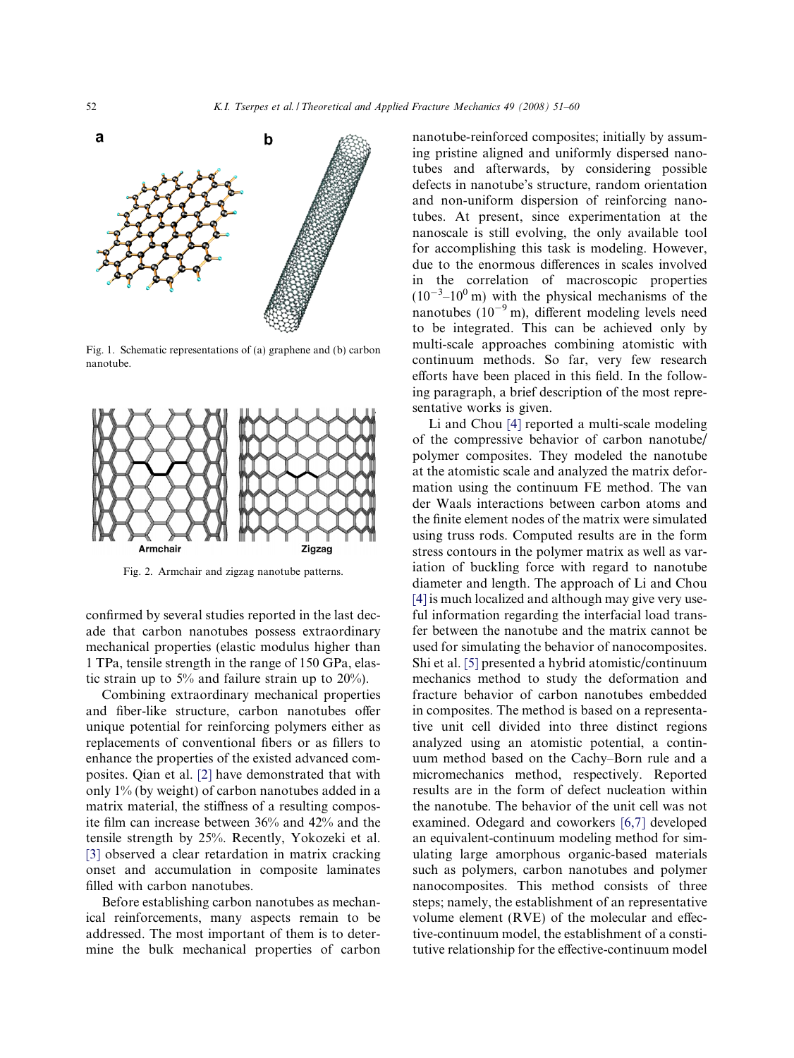Fig. 1. Schematic representations of (a) graphene and (b) carbon nanotube.

Fig. 2. Armchair and zigzag nanotube patterns.

confirmed by several studies reported in the last decade that carbon nanotubes possess extraordinary mechanical properties (elastic modulus higher than 1 TPa, tensile strength in the range of 150 GPa, elastic strain up to 5% and failure strain up to 20%).

Combining extraordinary mechanical properties and fiber-like structure, carbon nanotubes offer unique potential for reinforcing polymers either as replacements of conventional fibers or as fillers to enhance the properties of the existed advanced composites. Qian et al. [2] have demonstrated that with only 1% (by weight) of carbon nanotubes added in a matrix material, the stiffness of a resulting composite film can increase between 36% and 42% and the tensile strength by 25%. Recently, Yokozeki et al. [3] observed a clear retardation in matrix cracking onset and accumulation in composite laminates filled with carbon nanotubes.

Before establishing carbon nanotubes as mechanical reinforcements, many aspects remain to be addressed. The most important of them is to determine the bulk mechanical properties of carbon nanotube-reinforced composites; initially by assuming pristine aligned and uniformly dispersed nanotubes and afterwards, by considering possible defects in nanotube's structure, random orientation and non-uniform dispersion of reinforcing nanotubes. At present, since experimentation at the nanoscale is still evolving, the only available tool for accomplishing this task is modeling. However, due to the enormous differences in scales involved in the correlation of macroscopic properties ($10^{-3}$–$10^{0}$ m) with the physical mechanisms of the nanotubes ($10^{-9}$ m), different modeling levels need to be integrated. This can be achieved only by multi-scale approaches combining atomistic with continuum methods. So far, very few research efforts have been placed in this field. In the following paragraph, a brief description of the most representative works is given.

Li and Chou [4] reported a multi-scale modeling of the compressive behavior of carbon nanotube/polymer composites. They modeled the nanotube at the atomistic scale and analyzed the matrix deformation using the continuum FE method. The van der Waals interactions between carbon atoms and the finite element nodes of the matrix were simulated using truss rods. Computed results are in the form stress contours in the polymer matrix as well as variation of buckling force with regard to nanotube diameter and length. The approach of Li and Chou [4] is much localized and although may give very useful information regarding the interfacial load transfer between the nanotube and the matrix cannot be used for simulating the behavior of nanocomposites. Shi et al. [5] presented a hybrid atomistic/continuum mechanics method to study the deformation and fracture behavior of carbon nanotubes embedded in composites. The method is based on a representative unit cell divided into three distinct regions analyzed using an atomistic potential, a continuum method based on the Cachy–Born rule and a micromechanics method, respectively. Reported results are in the form of defect nucleation within the nanotube. The behavior of the unit cell was not examined. Odegard and coworkers [6,7] developed an equivalent-continuum modeling method for simulating large amorphous organic-based materials such as polymers, carbon nanotubes and polymer nanocomposites. This method consists of three steps; namely, the establishment of an representative volume element (RVE) of the molecular and effective-continuum model, the establishment of a constitutive relationship for the effective-continuum model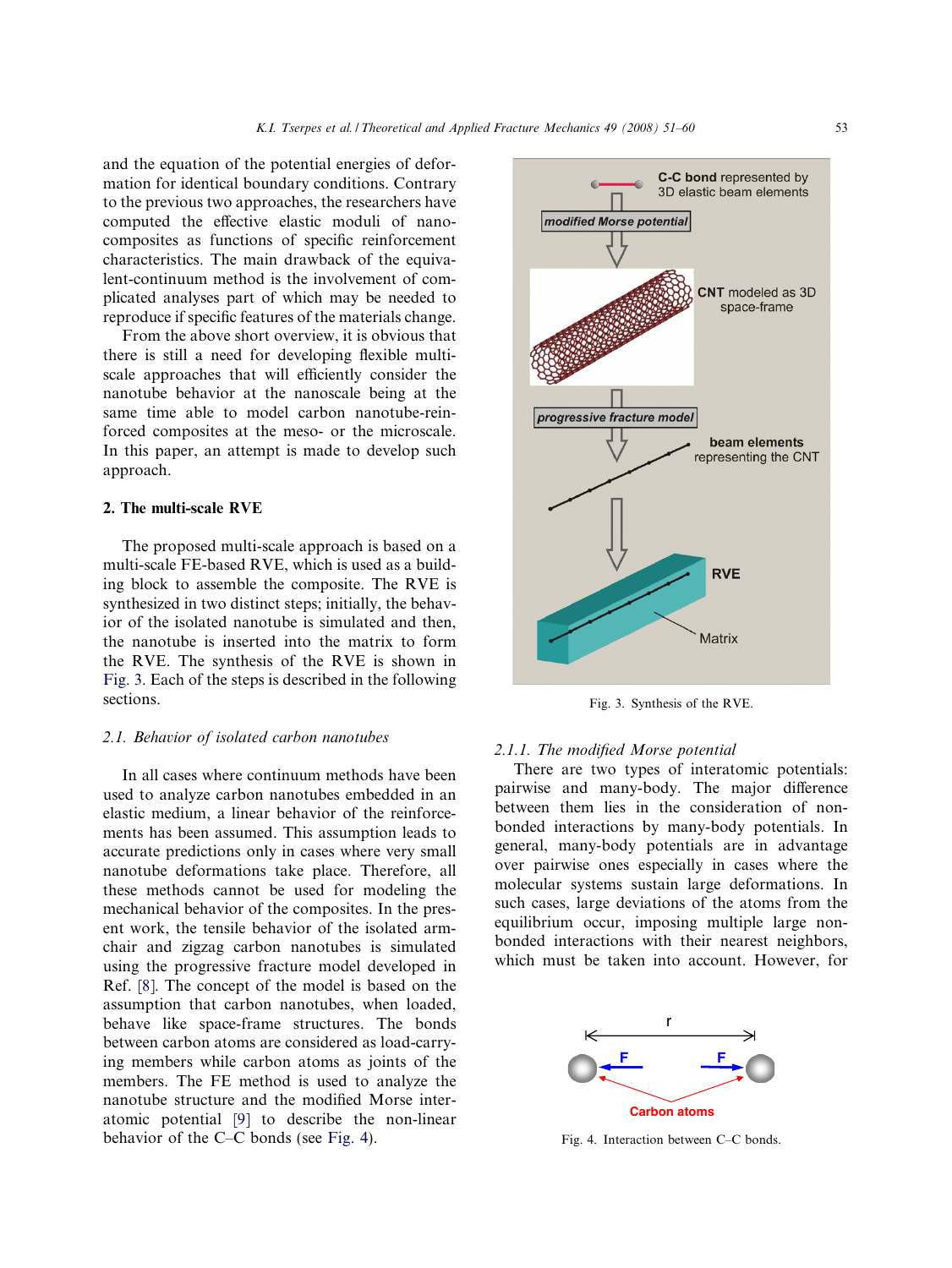and the equation of the potential energies of deformation for identical boundary conditions. Contrary to the previous two approaches, the researchers have computed the effective elastic moduli of nanocomposites as functions of specific reinforcement characteristics. The main drawback of the equivalent-continuum method is the involvement of complicated analyses part of which may be needed to reproduce if specific features of the materials change.

From the above short overview, it is obvious that there is still a need for developing flexible multi-scale approaches that will efficiently consider the nanotube behavior at the nanoscale being at the same time able to model carbon nanotube-reinforced composites at the meso- or the microscale. In this paper, an attempt is made to develop such approach.

## 2. The multi-scale RVE

The proposed multi-scale approach is based on a multi-scale FE-based RVE, which is used as a building block to assemble the composite. The RVE is synthesized in two distinct steps; initially, the behavior of the isolated nanotube is simulated and then, the nanotube is inserted into the matrix to form the RVE. The synthesis of the RVE is shown in Fig. 3. Each of the steps is described in the following sections.

Fig. 3. Synthesis of the RVE.

### 2.1. Behavior of isolated carbon nanotubes

In all cases where continuum methods have been used to analyze carbon nanotubes embedded in an elastic medium, a linear behavior of the reinforcements has been assumed. This assumption leads to accurate predictions only in cases where very small nanotube deformations take place. Therefore, all these methods cannot be used for modeling the mechanical behavior of the composites. In the present work, the tensile behavior of the isolated armchair and zigzag carbon nanotubes is simulated using the progressive fracture model developed in Ref. [8]. The concept of the model is based on the assumption that carbon nanotubes, when loaded, behave like space-frame structures. The bonds between carbon atoms are considered as load-carrying members while carbon atoms as joints of the members. The FE method is used to analyze the nanotube structure and the modified Morse interatomic potential [9] to describe the non-linear behavior of the C–C bonds (see Fig. 4).

#### 2.1.1. The modified Morse potential

There are two types of interatomic potentials: pairwise and many-body. The major difference between them lies in the consideration of non-bonded interactions by many-body potentials. In general, many-body potentials are in advantage over pairwise ones especially in cases where the molecular systems sustain large deformations. In such cases, large deviations of the atoms from the equilibrium occur, imposing multiple large non-bonded interactions with their nearest neighbors, which must be taken into account. However, for

Fig. 4. Interaction between C–C bonds.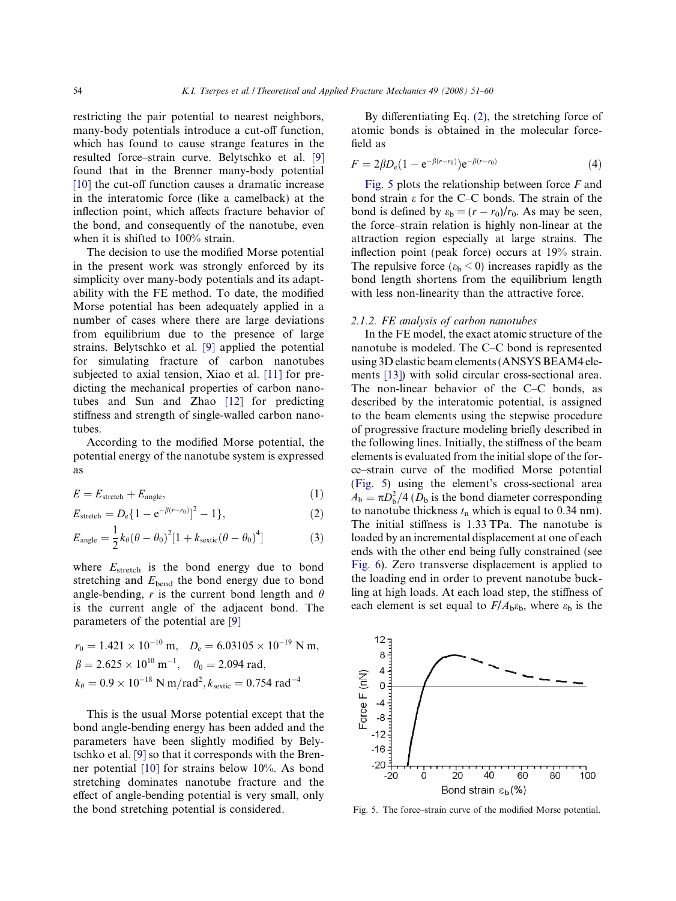restricting the pair potential to nearest neighbors, many-body potentials introduce a cut-off function, which has found to cause strange features in the resulted force–strain curve. Belytschko et al. [9] found that in the Brenner many-body potential [10] the cut-off function causes a dramatic increase in the interatomic force (like a camelback) at the inflection point, which affects fracture behavior of the bond, and consequently of the nanotube, even when it is shifted to 100% strain.

The decision to use the modified Morse potential in the present work was strongly enforced by its simplicity over many-body potentials and its adaptability with the FE method. To date, the modified Morse potential has been adequately applied in a number of cases where there are large deviations from equilibrium due to the presence of large strains. Belytschko et al. [9] applied the potential for simulating fracture of carbon nanotubes subjected to axial tension, Xiao et al. [11] for predicting the mechanical properties of carbon nanotubes and Sun and Zhao [12] for predicting stiffness and strength of single-walled carbon nanotubes.

According to the modified Morse potential, the potential energy of the nanotube system is expressed as

$$E = E_{\text{stretch}} + E_{\text{angle}}, \tag{1}$$

$$E_{\text{stretch}} = D_{\text{e}}\{1 - \text{e}^{-\beta(r-r_0)}]^2 - 1\}, \tag{2}$$

$$E_{\text{angle}} = \frac{1}{2}k_\theta(\theta - \theta_0)^2[1 + k_{\text{sextic}}(\theta - \theta_0)^4] \tag{3}$$

where $E_{\text{stretch}}$ is the bond energy due to bond stretching and $E_{\text{bend}}$ the bond energy due to bond angle-bending, $r$ is the current bond length and $\theta$ is the current angle of the adjacent bond. The parameters of the potential are [9]

$$r_0 = 1.421 \times 10^{-10}\ \text{m}, \quad D_{\text{e}} = 6.03105 \times 10^{-19}\ \text{N m},$$
$$\beta = 2.625 \times 10^{10}\ \text{m}^{-1}, \quad \theta_0 = 2.094\ \text{rad},$$
$$k_\theta = 0.9 \times 10^{-18}\ \text{N m/rad}^2, k_{\text{sextic}} = 0.754\ \text{rad}^{-4}$$

This is the usual Morse potential except that the bond angle-bending energy has been added and the parameters have been slightly modified by Belytschko et al. [9] so that it corresponds with the Brenner potential [10] for strains below 10%. As bond stretching dominates nanotube fracture and the effect of angle-bending potential is very small, only the bond stretching potential is considered.

By differentiating Eq. (2), the stretching force of atomic bonds is obtained in the molecular forcefield as

$$F = 2\beta D_{\text{e}}(1 - \text{e}^{-\beta(r-r_0)})\text{e}^{-\beta(r-r_0)} \tag{4}$$

Fig. 5 plots the relationship between force $F$ and bond strain $\varepsilon$ for the C–C bonds. The strain of the bond is defined by $\varepsilon_{\text{b}} = (r - r_0)/r_0$. As may be seen, the force–strain relation is highly non-linear at the attraction region especially at large strains. The inflection point (peak force) occurs at 19% strain. The repulsive force ($\varepsilon_{\text{b}} < 0$) increases rapidly as the bond length shortens from the equilibrium length with less non-linearity than the attractive force.

### 2.1.2. FE analysis of carbon nanotubes

In the FE model, the exact atomic structure of the nanotube is modeled. The C–C bond is represented using 3D elastic beam elements (ANSYS BEAM4 elements [13]) with solid circular cross-sectional area. The non-linear behavior of the C–C bonds, as described by the interatomic potential, is assigned to the beam elements using the stepwise procedure of progressive fracture modeling briefly described in the following lines. Initially, the stiffness of the beam elements is evaluated from the initial slope of the force–strain curve of the modified Morse potential (Fig. 5) using the element's cross-sectional area $A_{\text{b}} = \pi D_{\text{b}}^2/4$ ($D_{\text{b}}$ is the bond diameter corresponding to nanotube thickness $t_{\text{n}}$ which is equal to 0.34 nm). The initial stiffness is 1.33 TPa. The nanotube is loaded by an incremental displacement at one of each ends with the other end being fully constrained (see Fig. 6). Zero transverse displacement is applied to the loading end in order to prevent nanotube buckling at high loads. At each load step, the stiffness of each element is set equal to $F/A_{\text{b}}\varepsilon_{\text{b}}$, where $\varepsilon_{\text{b}}$ is the

Fig. 5. The force–strain curve of the modified Morse potential.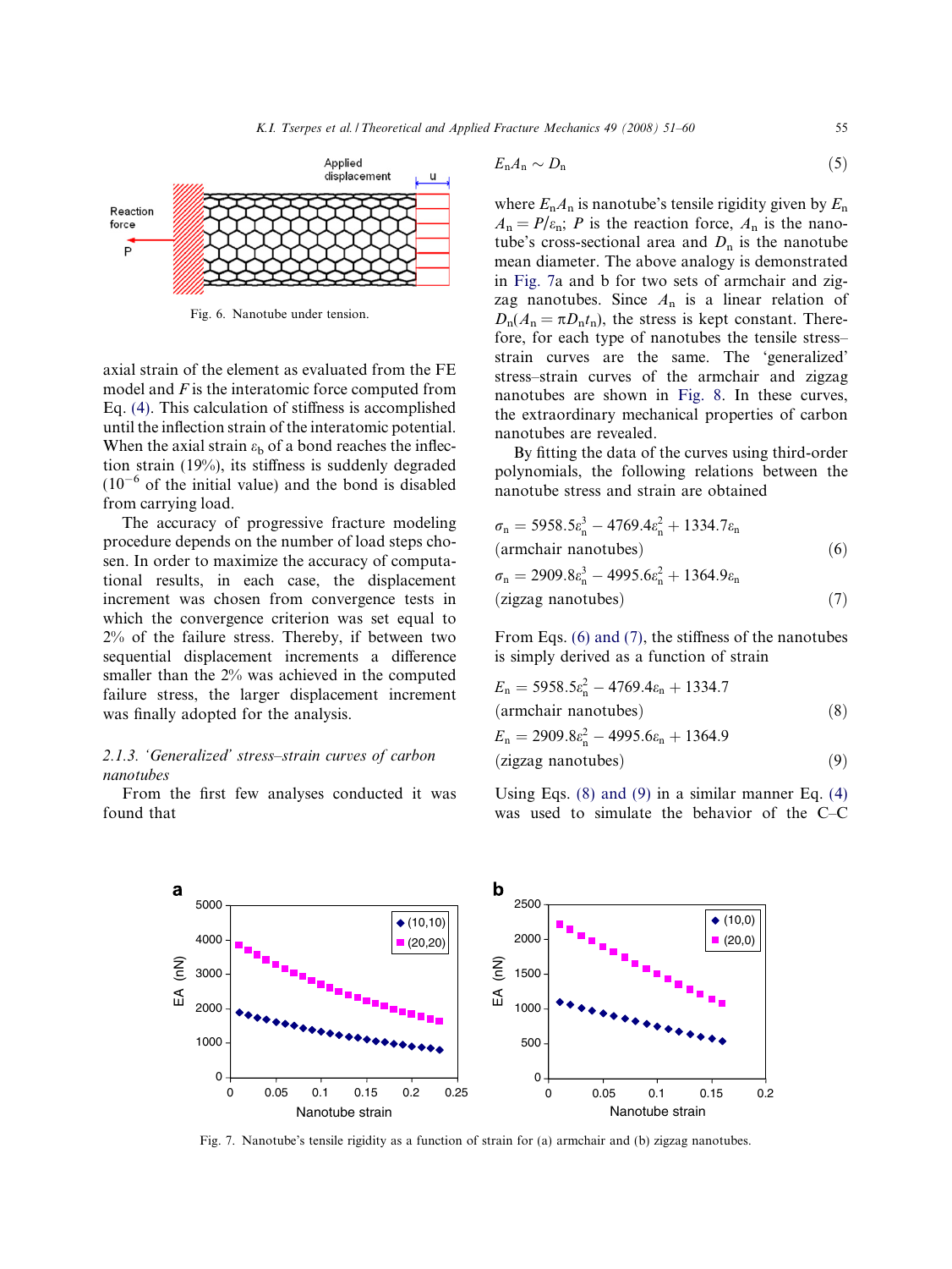Fig. 6. Nanotube under tension.

axial strain of the element as evaluated from the FE model and $F$ is the interatomic force computed from Eq. (4). This calculation of stiffness is accomplished until the inflection strain of the interatomic potential. When the axial strain $\varepsilon_b$ of a bond reaches the inflection strain (19%), its stiffness is suddenly degraded ($10^{-6}$ of the initial value) and the bond is disabled from carrying load.

The accuracy of progressive fracture modeling procedure depends on the number of load steps chosen. In order to maximize the accuracy of computational results, in each case, the displacement increment was chosen from convergence tests in which the convergence criterion was set equal to 2% of the failure stress. Thereby, if between two sequential displacement increments a difference smaller than the 2% was achieved in the computed failure stress, the larger displacement increment was finally adopted for the analysis.

### 2.1.3. 'Generalized' stress–strain curves of carbon nanotubes

From the first few analyses conducted it was found that

$$E_n A_n \sim D_n \tag{5}$$

where $E_n A_n$ is nanotube's tensile rigidity given by $E_n A_n = P/\varepsilon_n$; $P$ is the reaction force, $A_n$ is the nanotube's cross-sectional area and $D_n$ is the nanotube mean diameter. The above analogy is demonstrated in Fig. 7a and b for two sets of armchair and zigzag nanotubes. Since $A_n$ is a linear relation of $D_n(A_n = \pi D_n t_n)$, the stress is kept constant. Therefore, for each type of nanotubes the tensile stress–strain curves are the same. The 'generalized' stress–strain curves of the armchair and zigzag nanotubes are shown in Fig. 8. In these curves, the extraordinary mechanical properties of carbon nanotubes are revealed.

By fitting the data of the curves using third-order polynomials, the following relations between the nanotube stress and strain are obtained

$$\sigma_n = 5958.5\varepsilon_n^3 - 4769.4\varepsilon_n^2 + 1334.7\varepsilon_n \quad \text{(armchair nanotubes)} \tag{6}$$

$$\sigma_n = 2909.8\varepsilon_n^3 - 4995.6\varepsilon_n^2 + 1364.9\varepsilon_n \quad \text{(zigzag nanotubes)} \tag{7}$$

From Eqs. (6) and (7), the stiffness of the nanotubes is simply derived as a function of strain

$$E_n = 5958.5\varepsilon_n^2 - 4769.4\varepsilon_n + 1334.7 \quad \text{(armchair nanotubes)} \tag{8}$$

$$E_n = 2909.8\varepsilon_n^2 - 4995.6\varepsilon_n + 1364.9 \quad \text{(zigzag nanotubes)} \tag{9}$$

Using Eqs. (8) and (9) in a similar manner Eq. (4) was used to simulate the behavior of the C–C

Fig. 7. Nanotube's tensile rigidity as a function of strain for (a) armchair and (b) zigzag nanotubes.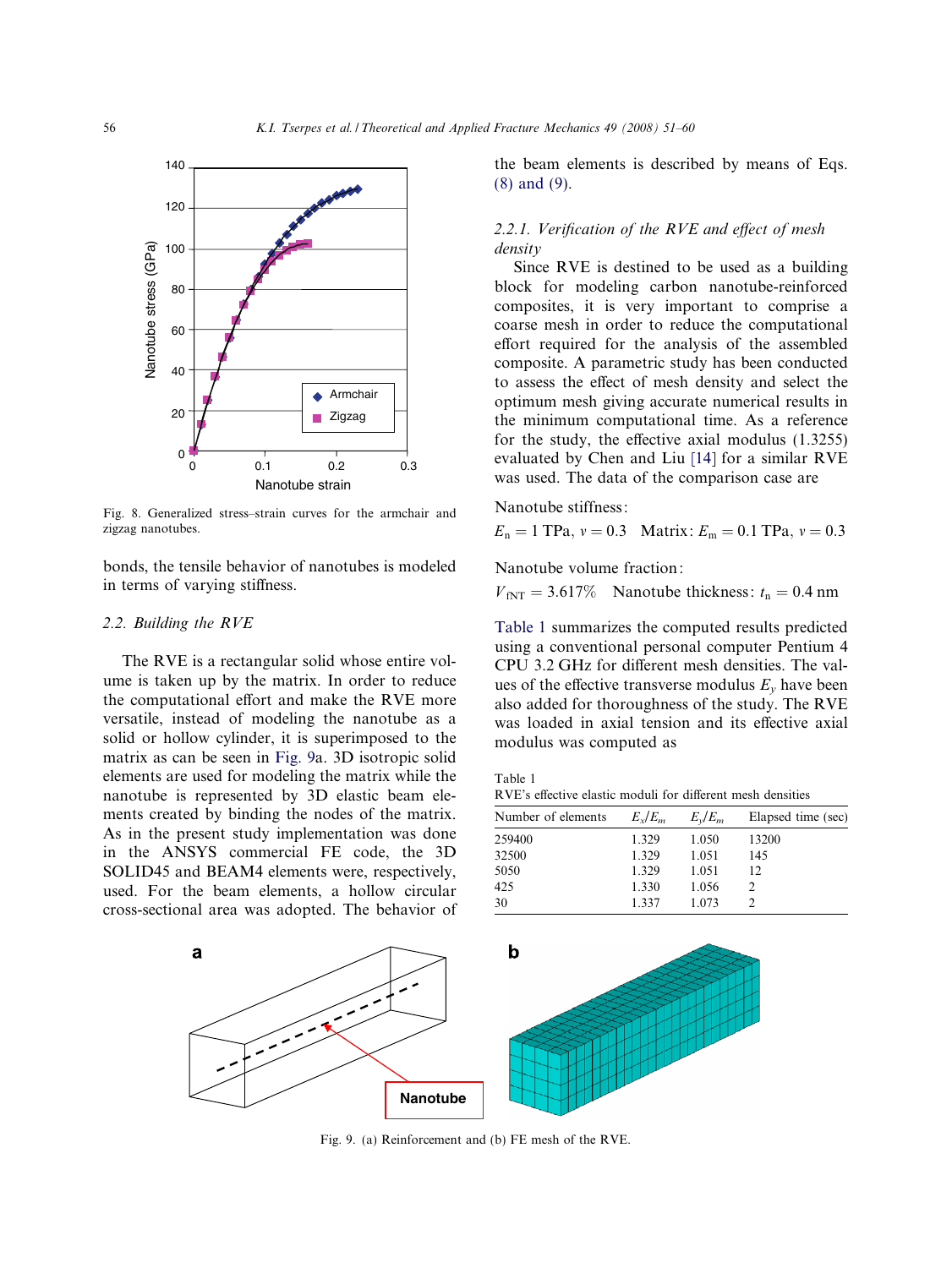Fig. 8. Generalized stress–strain curves for the armchair and zigzag nanotubes.

bonds, the tensile behavior of nanotubes is modeled in terms of varying stiffness.

### 2.2. Building the RVE

The RVE is a rectangular solid whose entire volume is taken up by the matrix. In order to reduce the computational effort and make the RVE more versatile, instead of modeling the nanotube as a solid or hollow cylinder, it is superimposed to the matrix as can be seen in Fig. 9a. 3D isotropic solid elements are used for modeling the matrix while the nanotube is represented by 3D elastic beam elements created by binding the nodes of the matrix. As in the present study implementation was done in the ANSYS commercial FE code, the 3D SOLID45 and BEAM4 elements were, respectively, used. For the beam elements, a hollow circular cross-sectional area was adopted. The behavior of the beam elements is described by means of Eqs. (8) and (9).

#### 2.2.1. Verification of the RVE and effect of mesh density

Since RVE is destined to be used as a building block for modeling carbon nanotube-reinforced composites, it is very important to comprise a coarse mesh in order to reduce the computational effort required for the analysis of the assembled composite. A parametric study has been conducted to assess the effect of mesh density and select the optimum mesh giving accurate numerical results in the minimum computational time. As a reference for the study, the effective axial modulus (1.3255) evaluated by Chen and Liu [14] for a similar RVE was used. The data of the comparison case are

Nanotube stiffness:

$E_n = 1$ TPa, $v = 0.3$ Matrix: $E_m = 0.1$ TPa, $v = 0.3$

Nanotube volume fraction:

$V_{fNT} = 3.617\%$ Nanotube thickness: $t_n = 0.4$ nm

Table 1 summarizes the computed results predicted using a conventional personal computer Pentium 4 CPU 3.2 GHz for different mesh densities. The values of the effective transverse modulus $E_y$ have been also added for thoroughness of the study. The RVE was loaded in axial tension and its effective axial modulus was computed as

Table 1
RVE's effective elastic moduli for different mesh densities

| Number of elements | $E_x/E_m$ | $E_y/E_m$ | Elapsed time (sec) |
|---|---|---|---|
| 259400 | 1.329 | 1.050 | 13200 |
| 32500 | 1.329 | 1.051 | 145 |
| 5050 | 1.329 | 1.051 | 12 |
| 425 | 1.330 | 1.056 | 2 |
| 30 | 1.337 | 1.073 | 2 |

Fig. 9. (a) Reinforcement and (b) FE mesh of the RVE.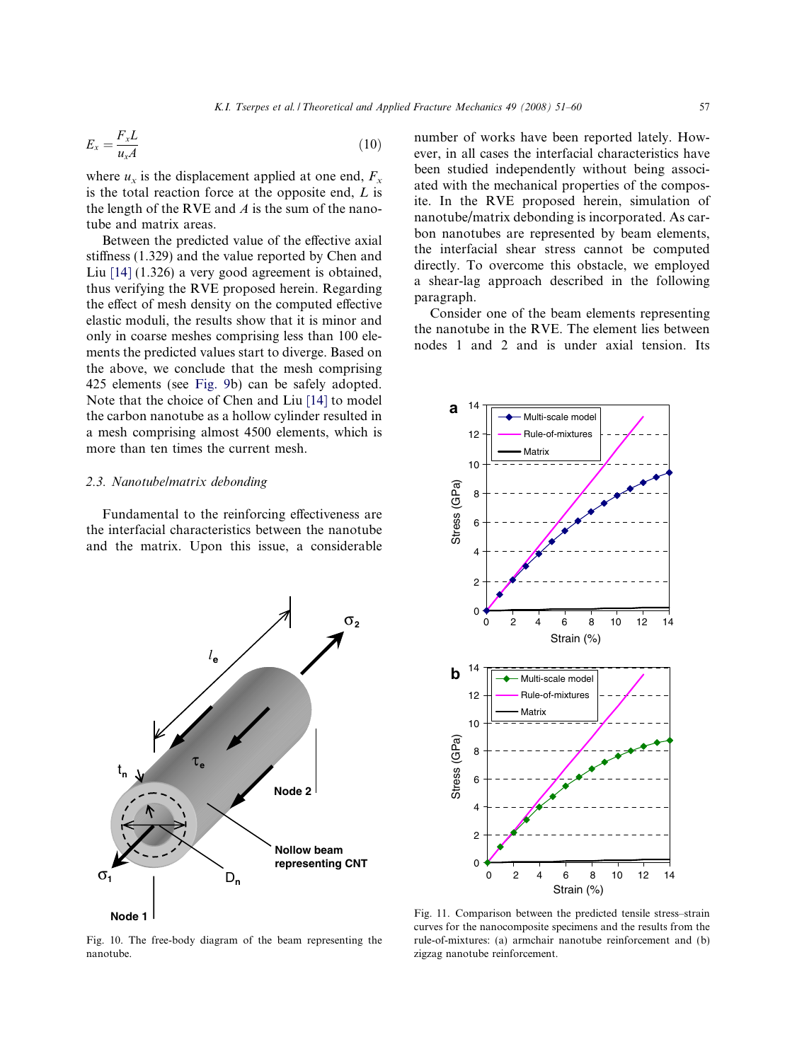$$E_x = \frac{F_x L}{u_x A} \tag{10}$$

where $u_x$ is the displacement applied at one end, $F_x$ is the total reaction force at the opposite end, $L$ is the length of the RVE and $A$ is the sum of the nanotube and matrix areas.

Between the predicted value of the effective axial stiffness (1.329) and the value reported by Chen and Liu [14] (1.326) a very good agreement is obtained, thus verifying the RVE proposed herein. Regarding the effect of mesh density on the computed effective elastic moduli, the results show that it is minor and only in coarse meshes comprising less than 100 elements the predicted values start to diverge. Based on the above, we conclude that the mesh comprising 425 elements (see Fig. 9b) can be safely adopted. Note that the choice of Chen and Liu [14] to model the carbon nanotube as a hollow cylinder resulted in a mesh comprising almost 4500 elements, which is more than ten times the current mesh.

### 2.3. Nanotube/matrix debonding

Fundamental to the reinforcing effectiveness are the interfacial characteristics between the nanotube and the matrix. Upon this issue, a considerable number of works have been reported lately. However, in all cases the interfacial characteristics have been studied independently without being associated with the mechanical properties of the composite. In the RVE proposed herein, simulation of nanotube/matrix debonding is incorporated. As carbon nanotubes are represented by beam elements, the interfacial shear stress cannot be computed directly. To overcome this obstacle, we employed a shear-lag approach described in the following paragraph.

Consider one of the beam elements representing the nanotube in the RVE. The element lies between nodes 1 and 2 and is under axial tension. Its

Fig. 10. The free-body diagram of the beam representing the nanotube.

Fig. 11. Comparison between the predicted tensile stress–strain curves for the nanocomposite specimens and the results from the rule-of-mixtures: (a) armchair nanotube reinforcement and (b) zigzag nanotube reinforcement.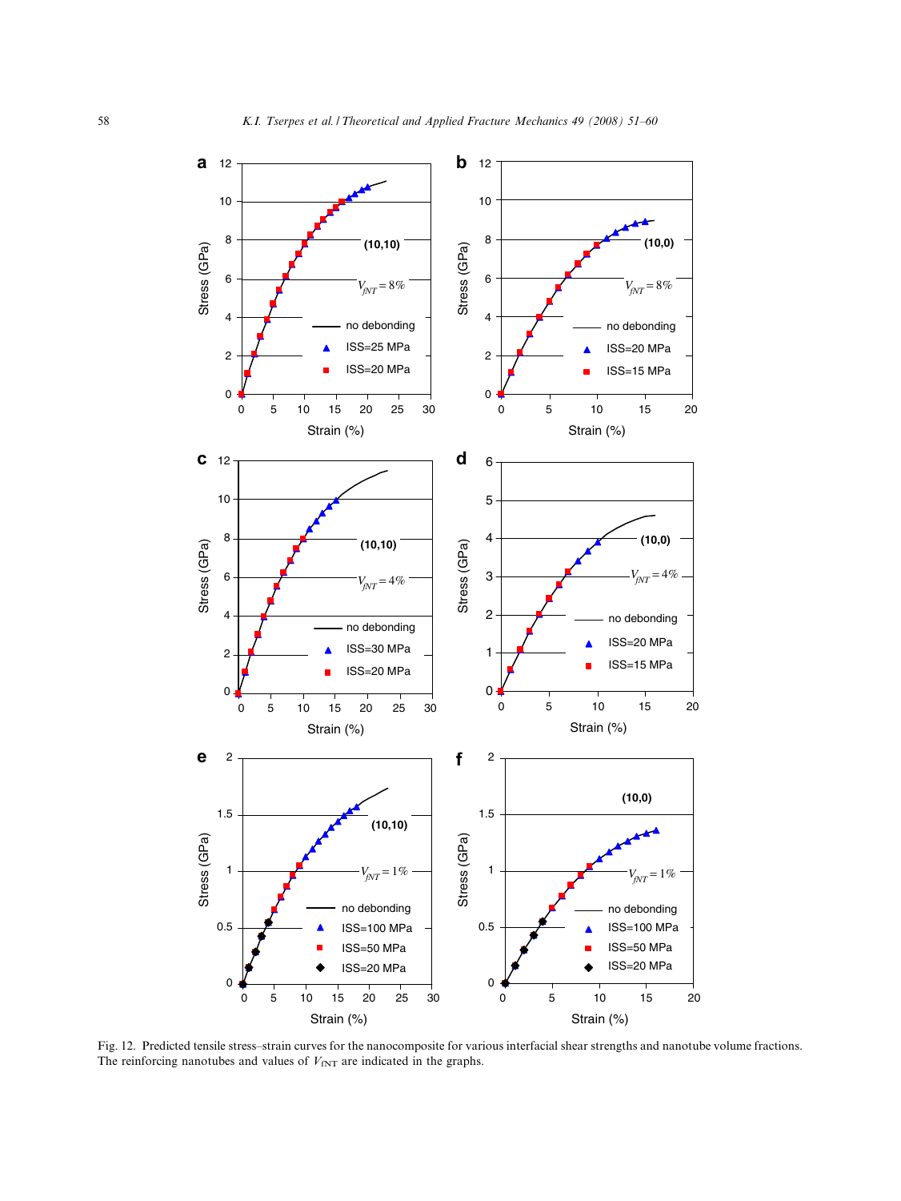Fig. 12. Predicted tensile stress–strain curves for the nanocomposite for various interfacial shear strengths and nanotube volume fractions. The reinforcing nanotubes and values of $V_{fNT}$ are indicated in the graphs.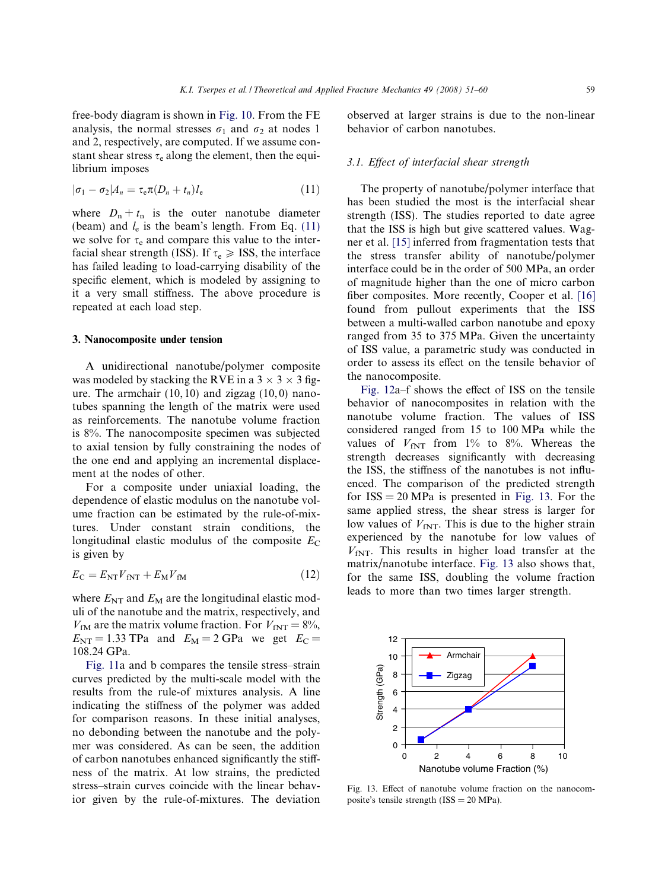free-body diagram is shown in Fig. 10. From the FE analysis, the normal stresses $\sigma_1$ and $\sigma_2$ at nodes 1 and 2, respectively, are computed. If we assume constant shear stress $\tau_e$ along the element, then the equilibrium imposes

$$|\sigma_1 - \sigma_2|A_n = \tau_e \pi (D_n + t_n) l_e \tag{11}$$

where $D_n + t_n$ is the outer nanotube diameter (beam) and $l_e$ is the beam's length. From Eq. (11) we solve for $\tau_e$ and compare this value to the interfacial shear strength (ISS). If $\tau_e \geqslant$ ISS, the interface has failed leading to load-carrying disability of the specific element, which is modeled by assigning to it a very small stiffness. The above procedure is repeated at each load step.

## 3. Nanocomposite under tension

A unidirectional nanotube/polymer composite was modeled by stacking the RVE in a 3 × 3 × 3 figure. The armchair (10, 10) and zigzag (10, 0) nanotubes spanning the length of the matrix were used as reinforcements. The nanotube volume fraction is 8%. The nanocomposite specimen was subjected to axial tension by fully constraining the nodes of the one end and applying an incremental displacement at the nodes of other.

For a composite under uniaxial loading, the dependence of elastic modulus on the nanotube volume fraction can be estimated by the rule-of-mixtures. Under constant strain conditions, the longitudinal elastic modulus of the composite $E_C$ is given by

$$E_C = E_{NT} V_{fNT} + E_M V_{fM} \tag{12}$$

where $E_{NT}$ and $E_M$ are the longitudinal elastic moduli of the nanotube and the matrix, respectively, and $V_{fM}$ are the matrix volume fraction. For $V_{fNT} = 8\%$, $E_{NT} = 1.33$ TPa and $E_M = 2$ GPa we get $E_C = 108.24$ GPa.

Fig. 11a and b compares the tensile stress–strain curves predicted by the multi-scale model with the results from the rule-of mixtures analysis. A line indicating the stiffness of the polymer was added for comparison reasons. In these initial analyses, no debonding between the nanotube and the polymer was considered. As can be seen, the addition of carbon nanotubes enhanced significantly the stiffness of the matrix. At low strains, the predicted stress–strain curves coincide with the linear behavior given by the rule-of-mixtures. The deviation observed at larger strains is due to the non-linear behavior of carbon nanotubes.

### 3.1. Effect of interfacial shear strength

The property of nanotube/polymer interface that has been studied the most is the interfacial shear strength (ISS). The studies reported to date agree that the ISS is high but give scattered values. Wagner et al. [15] inferred from fragmentation tests that the stress transfer ability of nanotube/polymer interface could be in the order of 500 MPa, an order of magnitude higher than the one of micro carbon fiber composites. More recently, Cooper et al. [16] found from pullout experiments that the ISS between a multi-walled carbon nanotube and epoxy ranged from 35 to 375 MPa. Given the uncertainty of ISS value, a parametric study was conducted in order to assess its effect on the tensile behavior of the nanocomposite.

Fig. 12a–f shows the effect of ISS on the tensile behavior of nanocomposites in relation with the nanotube volume fraction. The values of ISS considered ranged from 15 to 100 MPa while the values of $V_{fNT}$ from 1% to 8%. Whereas the strength decreases significantly with decreasing the ISS, the stiffness of the nanotubes is not influenced. The comparison of the predicted strength for ISS = 20 MPa is presented in Fig. 13. For the same applied stress, the shear stress is larger for low values of $V_{fNT}$. This is due to the higher strain experienced by the nanotube for low values of $V_{fNT}$. This results in higher load transfer at the matrix/nanotube interface. Fig. 13 also shows that, for the same ISS, doubling the volume fraction leads to more than two times larger strength.

Fig. 13. Effect of nanotube volume fraction on the nanocomposite's tensile strength (ISS = 20 MPa).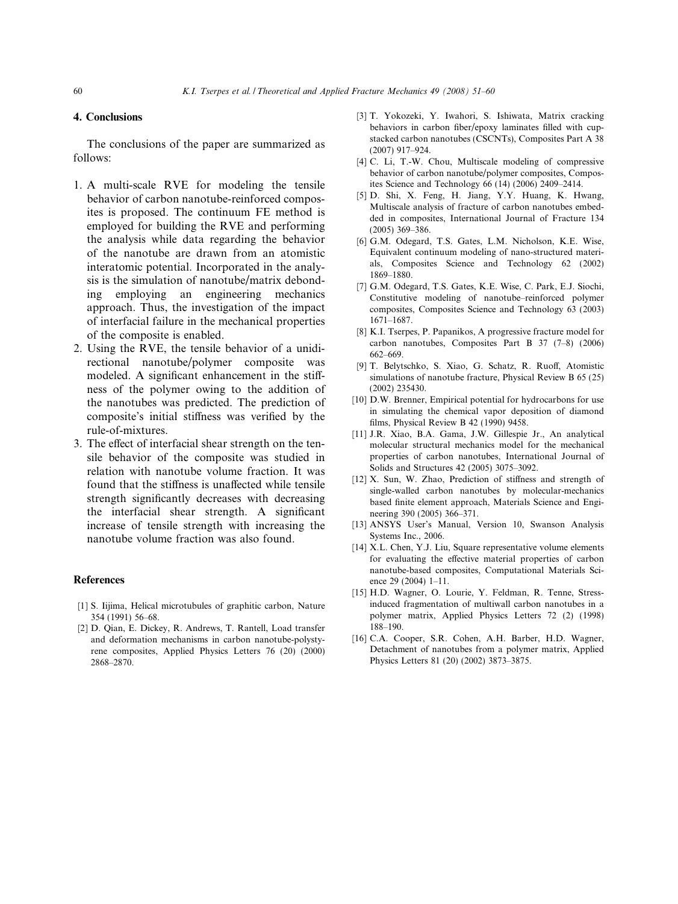## 4. Conclusions

The conclusions of the paper are summarized as follows:

1. A multi-scale RVE for modeling the tensile behavior of carbon nanotube-reinforced composites is proposed. The continuum FE method is employed for building the RVE and performing the analysis while data regarding the behavior of the nanotube are drawn from an atomistic interatomic potential. Incorporated in the analysis is the simulation of nanotube/matrix debonding employing an engineering mechanics approach. Thus, the investigation of the impact of interfacial failure in the mechanical properties of the composite is enabled.
2. Using the RVE, the tensile behavior of a unidirectional nanotube/polymer composite was modeled. A significant enhancement in the stiffness of the polymer owing to the addition of the nanotubes was predicted. The prediction of composite's initial stiffness was verified by the rule-of-mixtures.
3. The effect of interfacial shear strength on the tensile behavior of the composite was studied in relation with nanotube volume fraction. It was found that the stiffness is unaffected while tensile strength significantly decreases with decreasing the interfacial shear strength. A significant increase of tensile strength with increasing the nanotube volume fraction was also found.

## References

[1] S. Iijima, Helical microtubules of graphitic carbon, Nature 354 (1991) 56–68.

[2] D. Qian, E. Dickey, R. Andrews, T. Rantell, Load transfer and deformation mechanisms in carbon nanotube-polystyrene composites, Applied Physics Letters 76 (20) (2000) 2868–2870.

[3] T. Yokozeki, Y. Iwahori, S. Ishiwata, Matrix cracking behaviors in carbon fiber/epoxy laminates filled with cup-stacked carbon nanotubes (CSCNTs), Composites Part A 38 (2007) 917–924.

[4] C. Li, T.-W. Chou, Multiscale modeling of compressive behavior of carbon nanotube/polymer composites, Composites Science and Technology 66 (14) (2006) 2409–2414.

[5] D. Shi, X. Feng, H. Jiang, Y.Y. Huang, K. Hwang, Multiscale analysis of fracture of carbon nanotubes embedded in composites, International Journal of Fracture 134 (2005) 369–386.

[6] G.M. Odegard, T.S. Gates, L.M. Nicholson, K.E. Wise, Equivalent continuum modeling of nano-structured materials, Composites Science and Technology 62 (2002) 1869–1880.

[7] G.M. Odegard, T.S. Gates, K.E. Wise, C. Park, E.J. Siochi, Constitutive modeling of nanotube–reinforced polymer composites, Composites Science and Technology 63 (2003) 1671–1687.

[8] K.I. Tserpes, P. Papanikos, A progressive fracture model for carbon nanotubes, Composites Part B 37 (7–8) (2006) 662–669.

[9] T. Belytschko, S. Xiao, G. Schatz, R. Ruoff, Atomistic simulations of nanotube fracture, Physical Review B 65 (25) (2002) 235430.

[10] D.W. Brenner, Empirical potential for hydrocarbons for use in simulating the chemical vapor deposition of diamond films, Physical Review B 42 (1990) 9458.

[11] J.R. Xiao, B.A. Gama, J.W. Gillespie Jr., An analytical molecular structural mechanics model for the mechanical properties of carbon nanotubes, International Journal of Solids and Structures 42 (2005) 3075–3092.

[12] X. Sun, W. Zhao, Prediction of stiffness and strength of single-walled carbon nanotubes by molecular-mechanics based finite element approach, Materials Science and Engineering 390 (2005) 366–371.

[13] ANSYS User's Manual, Version 10, Swanson Analysis Systems Inc., 2006.

[14] X.L. Chen, Y.J. Liu, Square representative volume elements for evaluating the effective material properties of carbon nanotube-based composites, Computational Materials Science 29 (2004) 1–11.

[15] H.D. Wagner, O. Lourie, Y. Feldman, R. Tenne, Stress-induced fragmentation of multiwall carbon nanotubes in a polymer matrix, Applied Physics Letters 72 (2) (1998) 188–190.

[16] C.A. Cooper, S.R. Cohen, A.H. Barber, H.D. Wagner, Detachment of nanotubes from a polymer matrix, Applied Physics Letters 81 (20) (2002) 3873–3875.